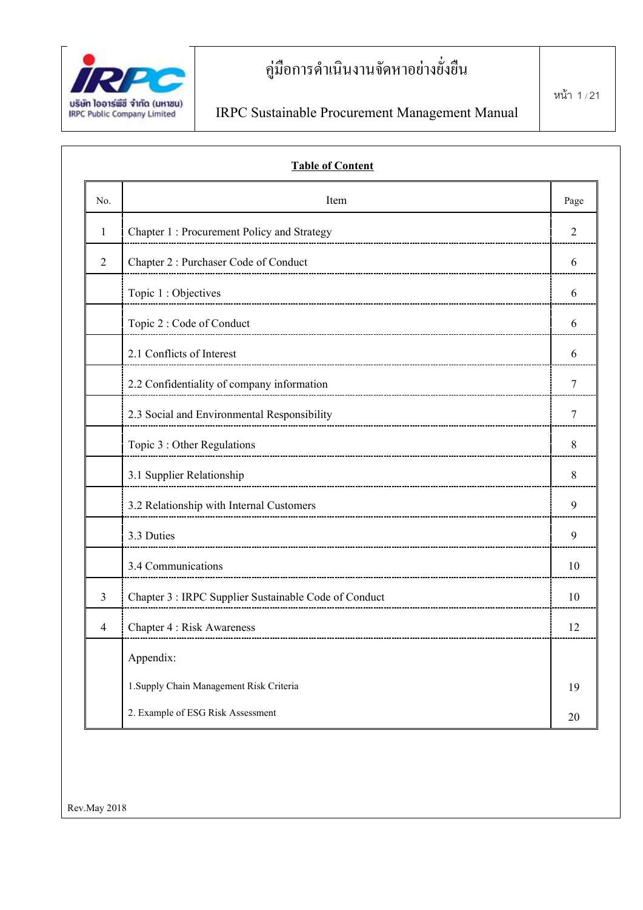## Table of Content

| No. | Item | Page |
|---|---|---|
| 1 | Chapter 1 : Procurement Policy and Strategy | 2 |
| 2 | Chapter 2 : Purchaser Code of Conduct | 6 |
| | Topic 1 : Objectives | 6 |
| | Topic 2 : Code of Conduct | 6 |
| | 2.1 Conflicts of Interest | 6 |
| | 2.2 Confidentiality of company information | 7 |
| | 2.3 Social and Environmental Responsibility | 7 |
| | Topic 3 : Other Regulations | 8 |
| | 3.1 Supplier Relationship | 8 |
| | 3.2 Relationship with Internal Customers | 9 |
| | 3.3 Duties | 9 |
| | 3.4 Communications | 10 |
| 3 | Chapter 3 : IRPC Supplier Sustainable Code of Conduct | 10 |
| 4 | Chapter 4 : Risk Awareness | 12 |
| | Appendix: | |
| | 1.Supply Chain Management Risk Criteria | 19 |
| | 2. Example of ESG Risk Assessment | 20 |

Rev.May 2018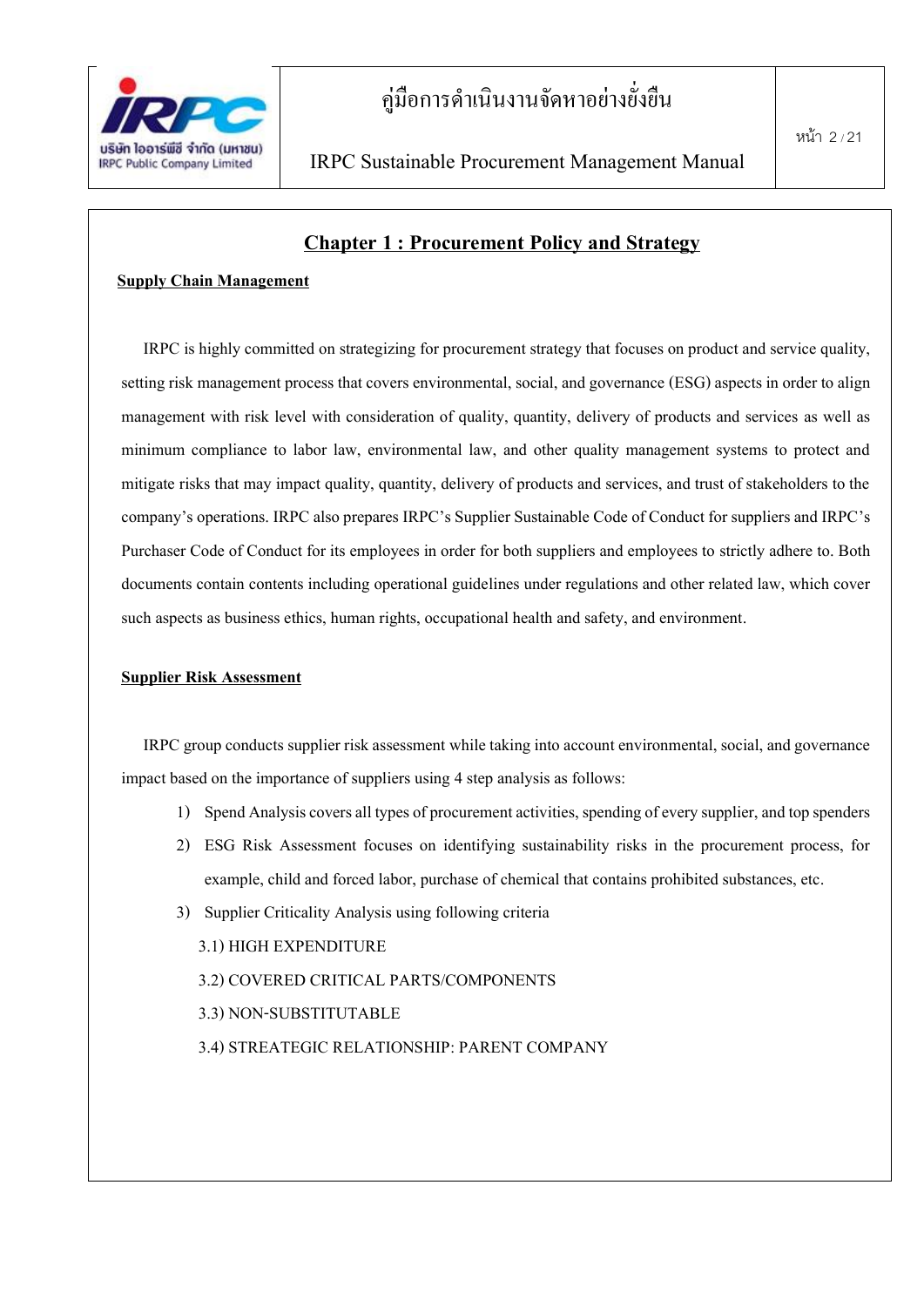# Chapter 1 : Procurement Policy and Strategy

## Supply Chain Management

IRPC is highly committed on strategizing for procurement strategy that focuses on product and service quality, setting risk management process that covers environmental, social, and governance (ESG) aspects in order to align management with risk level with consideration of quality, quantity, delivery of products and services as well as minimum compliance to labor law, environmental law, and other quality management systems to protect and mitigate risks that may impact quality, quantity, delivery of products and services, and trust of stakeholders to the company's operations. IRPC also prepares IRPC's Supplier Sustainable Code of Conduct for suppliers and IRPC's Purchaser Code of Conduct for its employees in order for both suppliers and employees to strictly adhere to. Both documents contain contents including operational guidelines under regulations and other related law, which cover such aspects as business ethics, human rights, occupational health and safety, and environment.

## Supplier Risk Assessment

IRPC group conducts supplier risk assessment while taking into account environmental, social, and governance impact based on the importance of suppliers using 4 step analysis as follows:

1) Spend Analysis covers all types of procurement activities, spending of every supplier, and top spenders
2) ESG Risk Assessment focuses on identifying sustainability risks in the procurement process, for example, child and forced labor, purchase of chemical that contains prohibited substances, etc.
3) Supplier Criticality Analysis using following criteria
   - 3.1) HIGH EXPENDITURE
   - 3.2) COVERED CRITICAL PARTS/COMPONENTS
   - 3.3) NON-SUBSTITUTABLE
   - 3.4) STREATEGIC RELATIONSHIP: PARENT COMPANY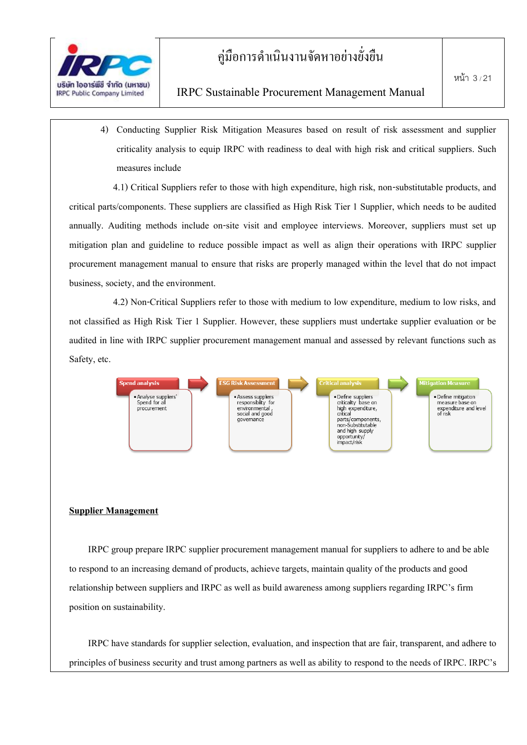4) Conducting Supplier Risk Mitigation Measures based on result of risk assessment and supplier criticality analysis to equip IRPC with readiness to deal with high risk and critical suppliers. Such measures include

4.1) Critical Suppliers refer to those with high expenditure, high risk, non-substitutable products, and critical parts/components. These suppliers are classified as High Risk Tier 1 Supplier, which needs to be audited annually. Auditing methods include on-site visit and employee interviews. Moreover, suppliers must set up mitigation plan and guideline to reduce possible impact as well as align their operations with IRPC supplier procurement management manual to ensure that risks are properly managed within the level that do not impact business, society, and the environment.

4.2) Non-Critical Suppliers refer to those with medium to low expenditure, medium to low risks, and not classified as High Risk Tier 1 Supplier. However, these suppliers must undertake supplier evaluation or be audited in line with IRPC supplier procurement management manual and assessed by relevant functions such as Safety, etc.

| Spend analysis | ESG Risk Assessment | Critical analysis | Mitigation Measure |
|---|---|---|---|
| • Analyse suppliers' Spend for all procurement | • Assess suppliers responsibility for environmental, social and good governance | • Define suppliers criticality base on high expenditure, critical parts/components, non-Substitutable and high supply opportunity/impact/risk | • Define mitigation measure base on expenditure and level of risk |

**Supplier Management**

IRPC group prepare IRPC supplier procurement management manual for suppliers to adhere to and be able to respond to an increasing demand of products, achieve targets, maintain quality of the products and good relationship between suppliers and IRPC as well as build awareness among suppliers regarding IRPC's firm position on sustainability.

IRPC have standards for supplier selection, evaluation, and inspection that are fair, transparent, and adhere to principles of business security and trust among partners as well as ability to respond to the needs of IRPC. IRPC's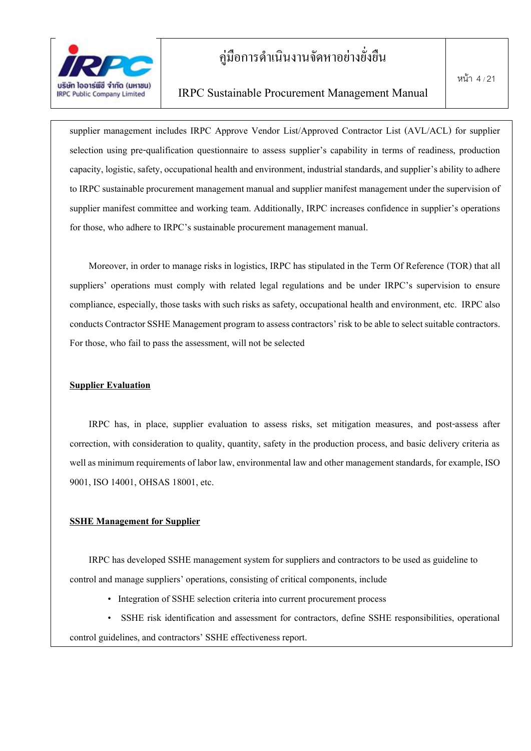supplier management includes IRPC Approve Vendor List/Approved Contractor List (AVL/ACL) for supplier selection using pre-qualification questionnaire to assess supplier's capability in terms of readiness, production capacity, logistic, safety, occupational health and environment, industrial standards, and supplier's ability to adhere to IRPC sustainable procurement management manual and supplier manifest management under the supervision of supplier manifest committee and working team. Additionally, IRPC increases confidence in supplier's operations for those, who adhere to IRPC's sustainable procurement management manual.

Moreover, in order to manage risks in logistics, IRPC has stipulated in the Term Of Reference (TOR) that all suppliers' operations must comply with related legal regulations and be under IRPC's supervision to ensure compliance, especially, those tasks with such risks as safety, occupational health and environment, etc. IRPC also conducts Contractor SSHE Management program to assess contractors' risk to be able to select suitable contractors. For those, who fail to pass the assessment, will not be selected

**Supplier Evaluation**

IRPC has, in place, supplier evaluation to assess risks, set mitigation measures, and post-assess after correction, with consideration to quality, quantity, safety in the production process, and basic delivery criteria as well as minimum requirements of labor law, environmental law and other management standards, for example, ISO 9001, ISO 14001, OHSAS 18001, etc.

**SSHE Management for Supplier**

IRPC has developed SSHE management system for suppliers and contractors to be used as guideline to control and manage suppliers' operations, consisting of critical components, include

- Integration of SSHE selection criteria into current procurement process
- SSHE risk identification and assessment for contractors, define SSHE responsibilities, operational control guidelines, and contractors' SSHE effectiveness report.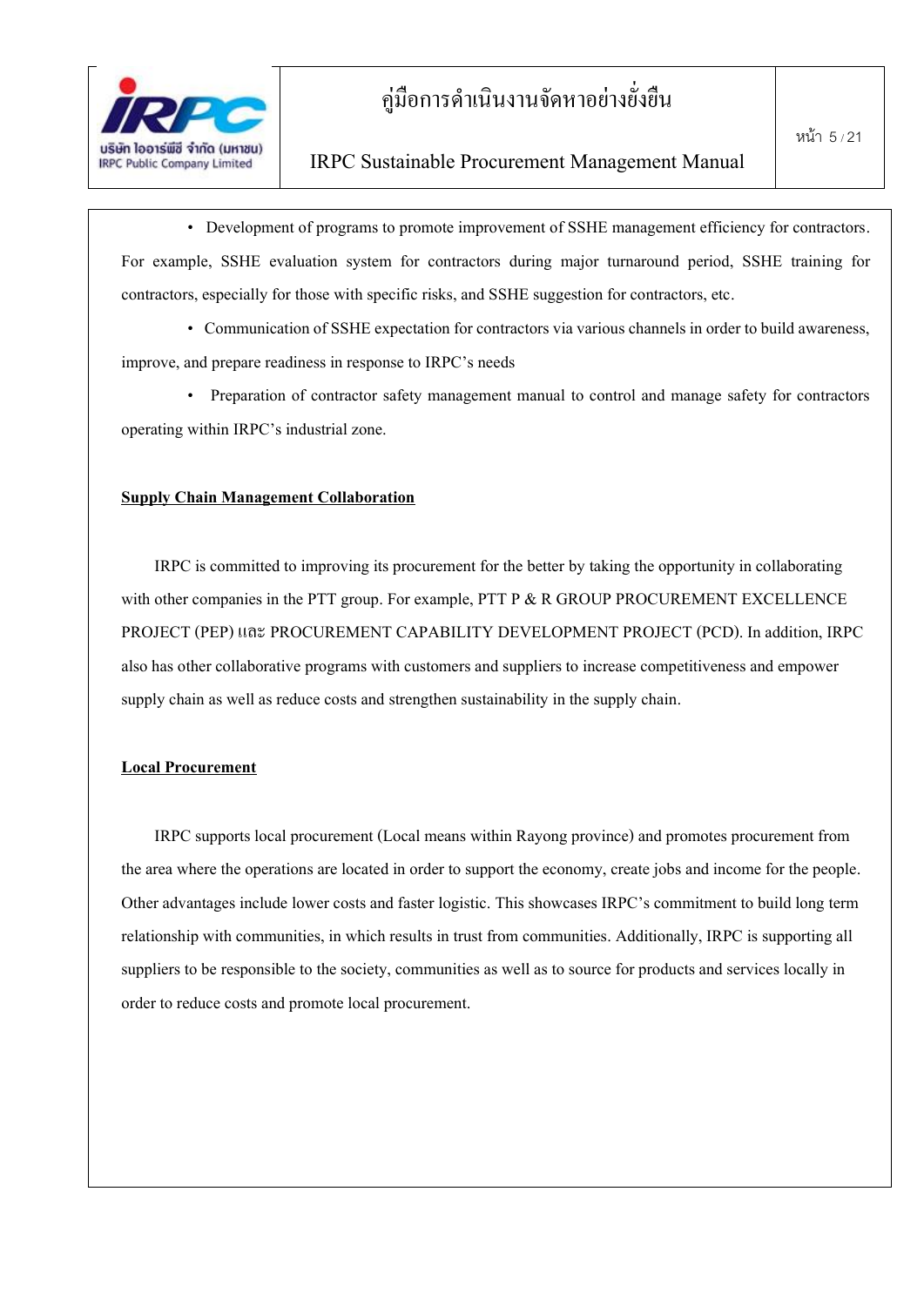- Development of programs to promote improvement of SSHE management efficiency for contractors. For example, SSHE evaluation system for contractors during major turnaround period, SSHE training for contractors, especially for those with specific risks, and SSHE suggestion for contractors, etc.
- Communication of SSHE expectation for contractors via various channels in order to build awareness, improve, and prepare readiness in response to IRPC's needs
- Preparation of contractor safety management manual to control and manage safety for contractors operating within IRPC's industrial zone.

**Supply Chain Management Collaboration**

IRPC is committed to improving its procurement for the better by taking the opportunity in collaborating with other companies in the PTT group. For example, PTT P & R GROUP PROCUREMENT EXCELLENCE PROJECT (PEP) และ PROCUREMENT CAPABILITY DEVELOPMENT PROJECT (PCD). In addition, IRPC also has other collaborative programs with customers and suppliers to increase competitiveness and empower supply chain as well as reduce costs and strengthen sustainability in the supply chain.

**Local Procurement**

IRPC supports local procurement (Local means within Rayong province) and promotes procurement from the area where the operations are located in order to support the economy, create jobs and income for the people. Other advantages include lower costs and faster logistic. This showcases IRPC's commitment to build long term relationship with communities, in which results in trust from communities. Additionally, IRPC is supporting all suppliers to be responsible to the society, communities as well as to source for products and services locally in order to reduce costs and promote local procurement.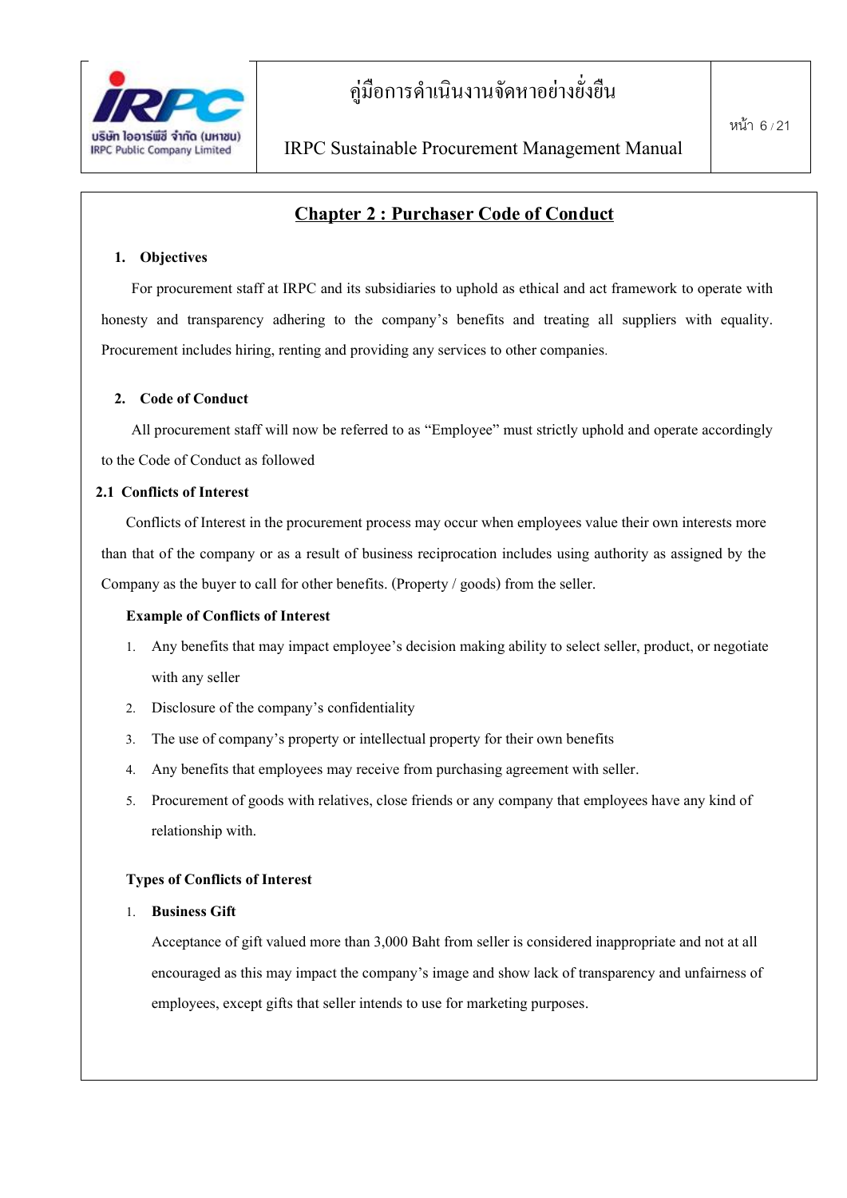## Chapter 2 : Purchaser Code of Conduct

### 1. Objectives

For procurement staff at IRPC and its subsidiaries to uphold as ethical and act framework to operate with honesty and transparency adhering to the company's benefits and treating all suppliers with equality. Procurement includes hiring, renting and providing any services to other companies.

### 2. Code of Conduct

All procurement staff will now be referred to as "Employee" must strictly uphold and operate accordingly to the Code of Conduct as followed

### 2.1 Conflicts of Interest

Conflicts of Interest in the procurement process may occur when employees value their own interests more than that of the company or as a result of business reciprocation includes using authority as assigned by the Company as the buyer to call for other benefits. (Property / goods) from the seller.

**Example of Conflicts of Interest**

1. Any benefits that may impact employee's decision making ability to select seller, product, or negotiate with any seller
2. Disclosure of the company's confidentiality
3. The use of company's property or intellectual property for their own benefits
4. Any benefits that employees may receive from purchasing agreement with seller.
5. Procurement of goods with relatives, close friends or any company that employees have any kind of relationship with.

**Types of Conflicts of Interest**

1. **Business Gift**

   Acceptance of gift valued more than 3,000 Baht from seller is considered inappropriate and not at all encouraged as this may impact the company's image and show lack of transparency and unfairness of employees, except gifts that seller intends to use for marketing purposes.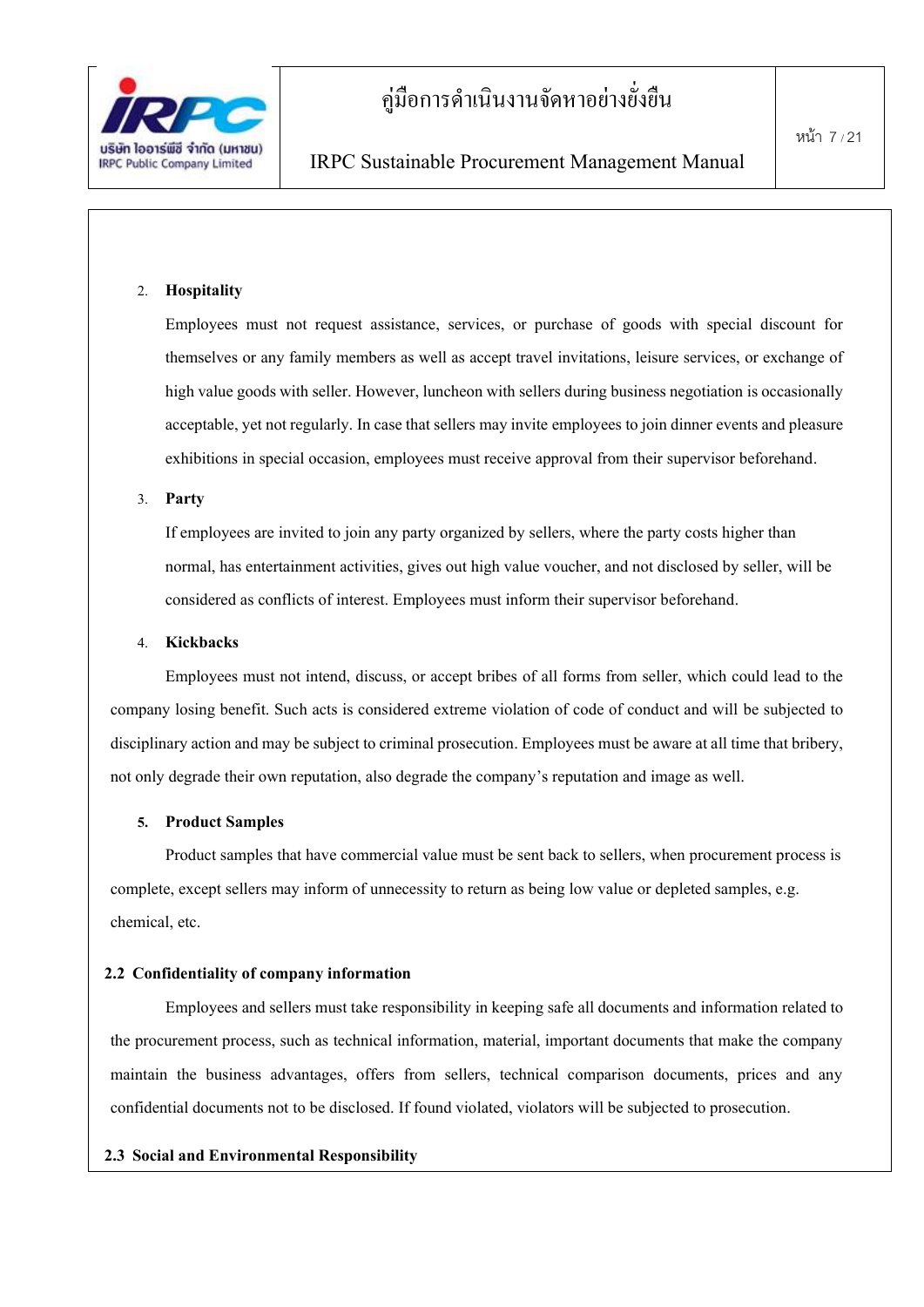2. **Hospitality**

Employees must not request assistance, services, or purchase of goods with special discount for themselves or any family members as well as accept travel invitations, leisure services, or exchange of high value goods with seller. However, luncheon with sellers during business negotiation is occasionally acceptable, yet not regularly. In case that sellers may invite employees to join dinner events and pleasure exhibitions in special occasion, employees must receive approval from their supervisor beforehand.

3. **Party**

If employees are invited to join any party organized by sellers, where the party costs higher than normal, has entertainment activities, gives out high value voucher, and not disclosed by seller, will be considered as conflicts of interest. Employees must inform their supervisor beforehand.

4. **Kickbacks**

Employees must not intend, discuss, or accept bribes of all forms from seller, which could lead to the company losing benefit. Such acts is considered extreme violation of code of conduct and will be subjected to disciplinary action and may be subject to criminal prosecution. Employees must be aware at all time that bribery, not only degrade their own reputation, also degrade the company's reputation and image as well.

5. **Product Samples**

Product samples that have commercial value must be sent back to sellers, when procurement process is complete, except sellers may inform of unnecessity to return as being low value or depleted samples, e.g. chemical, etc.

### 2.2 Confidentiality of company information

Employees and sellers must take responsibility in keeping safe all documents and information related to the procurement process, such as technical information, material, important documents that make the company maintain the business advantages, offers from sellers, technical comparison documents, prices and any confidential documents not to be disclosed. If found violated, violators will be subjected to prosecution.

### 2.3 Social and Environmental Responsibility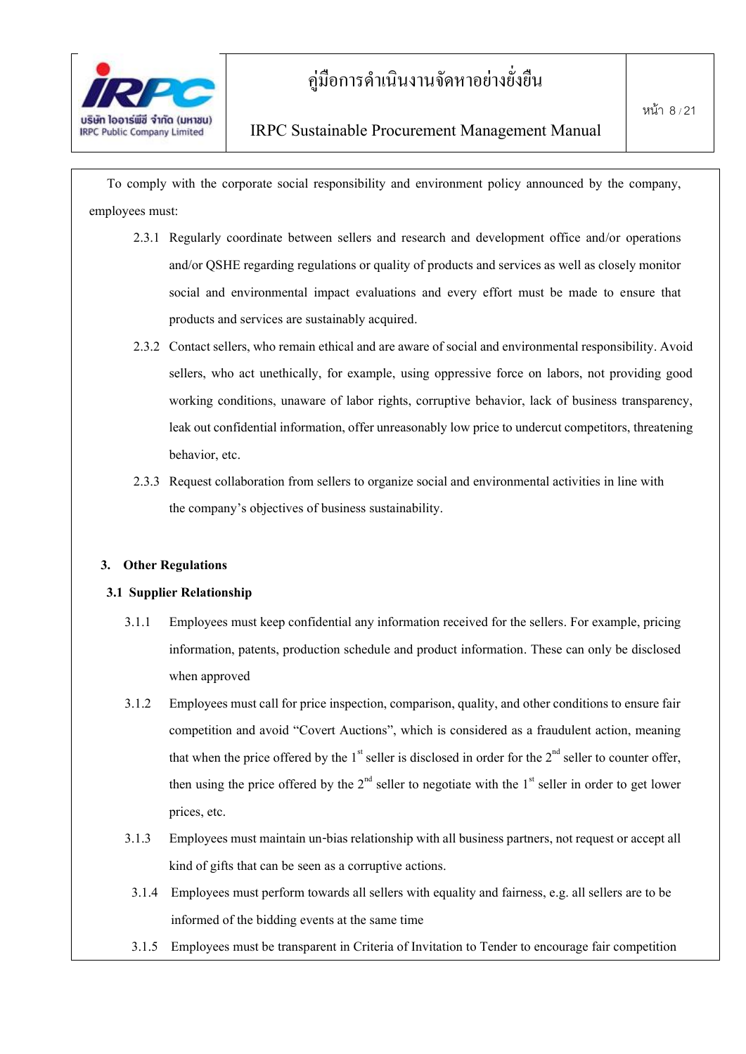To comply with the corporate social responsibility and environment policy announced by the company, employees must:

2.3.1 Regularly coordinate between sellers and research and development office and/or operations and/or QSHE regarding regulations or quality of products and services as well as closely monitor social and environmental impact evaluations and every effort must be made to ensure that products and services are sustainably acquired.

2.3.2 Contact sellers, who remain ethical and are aware of social and environmental responsibility. Avoid sellers, who act unethically, for example, using oppressive force on labors, not providing good working conditions, unaware of labor rights, corruptive behavior, lack of business transparency, leak out confidential information, offer unreasonably low price to undercut competitors, threatening behavior, etc.

2.3.3 Request collaboration from sellers to organize social and environmental activities in line with the company's objectives of business sustainability.

## 3. Other Regulations

### 3.1 Supplier Relationship

3.1.1 Employees must keep confidential any information received for the sellers. For example, pricing information, patents, production schedule and product information. These can only be disclosed when approved

3.1.2 Employees must call for price inspection, comparison, quality, and other conditions to ensure fair competition and avoid "Covert Auctions", which is considered as a fraudulent action, meaning that when the price offered by the 1st seller is disclosed in order for the 2nd seller to counter offer, then using the price offered by the 2nd seller to negotiate with the 1st seller in order to get lower prices, etc.

3.1.3 Employees must maintain un-bias relationship with all business partners, not request or accept all kind of gifts that can be seen as a corruptive actions.

3.1.4 Employees must perform towards all sellers with equality and fairness, e.g. all sellers are to be informed of the bidding events at the same time

3.1.5 Employees must be transparent in Criteria of Invitation to Tender to encourage fair competition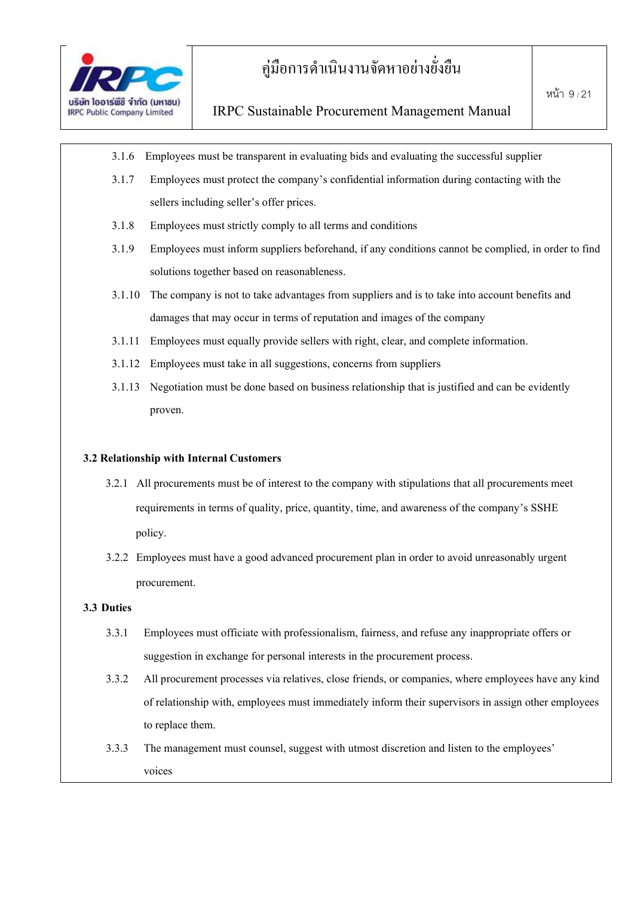3.1.6 Employees must be transparent in evaluating bids and evaluating the successful supplier

3.1.7 Employees must protect the company's confidential information during contacting with the sellers including seller's offer prices.

3.1.8 Employees must strictly comply to all terms and conditions

3.1.9 Employees must inform suppliers beforehand, if any conditions cannot be complied, in order to find solutions together based on reasonableness.

3.1.10 The company is not to take advantages from suppliers and is to take into account benefits and damages that may occur in terms of reputation and images of the company

3.1.11 Employees must equally provide sellers with right, clear, and complete information.

3.1.12 Employees must take in all suggestions, concerns from suppliers

3.1.13 Negotiation must be done based on business relationship that is justified and can be evidently proven.

### 3.2 Relationship with Internal Customers

3.2.1 All procurements must be of interest to the company with stipulations that all procurements meet requirements in terms of quality, price, quantity, time, and awareness of the company's SSHE policy.

3.2.2 Employees must have a good advanced procurement plan in order to avoid unreasonably urgent procurement.

### 3.3 Duties

3.3.1 Employees must officiate with professionalism, fairness, and refuse any inappropriate offers or suggestion in exchange for personal interests in the procurement process.

3.3.2 All procurement processes via relatives, close friends, or companies, where employees have any kind of relationship with, employees must immediately inform their supervisors in assign other employees to replace them.

3.3.3 The management must counsel, suggest with utmost discretion and listen to the employees' voices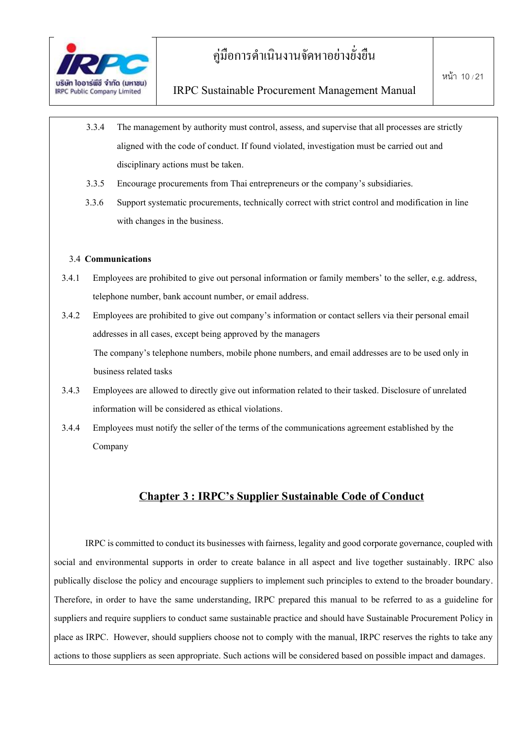3.3.4 The management by authority must control, assess, and supervise that all processes are strictly aligned with the code of conduct. If found violated, investigation must be carried out and disciplinary actions must be taken.

3.3.5 Encourage procurements from Thai entrepreneurs or the company's subsidiaries.

3.3.6 Support systematic procurements, technically correct with strict control and modification in line with changes in the business.

**3.4 Communications**

3.4.1 Employees are prohibited to give out personal information or family members' to the seller, e.g. address, telephone number, bank account number, or email address.

3.4.2 Employees are prohibited to give out company's information or contact sellers via their personal email addresses in all cases, except being approved by the managers

The company's telephone numbers, mobile phone numbers, and email addresses are to be used only in business related tasks

3.4.3 Employees are allowed to directly give out information related to their tasked. Disclosure of unrelated information will be considered as ethical violations.

3.4.4 Employees must notify the seller of the terms of the communications agreement established by the Company

## <u>Chapter 3 : IRPC's Supplier Sustainable Code of Conduct</u>

IRPC is committed to conduct its businesses with fairness, legality and good corporate governance, coupled with social and environmental supports in order to create balance in all aspect and live together sustainably. IRPC also publically disclose the policy and encourage suppliers to implement such principles to extend to the broader boundary. Therefore, in order to have the same understanding, IRPC prepared this manual to be referred to as a guideline for suppliers and require suppliers to conduct same sustainable practice and should have Sustainable Procurement Policy in place as IRPC. However, should suppliers choose not to comply with the manual, IRPC reserves the rights to take any actions to those suppliers as seen appropriate. Such actions will be considered based on possible impact and damages.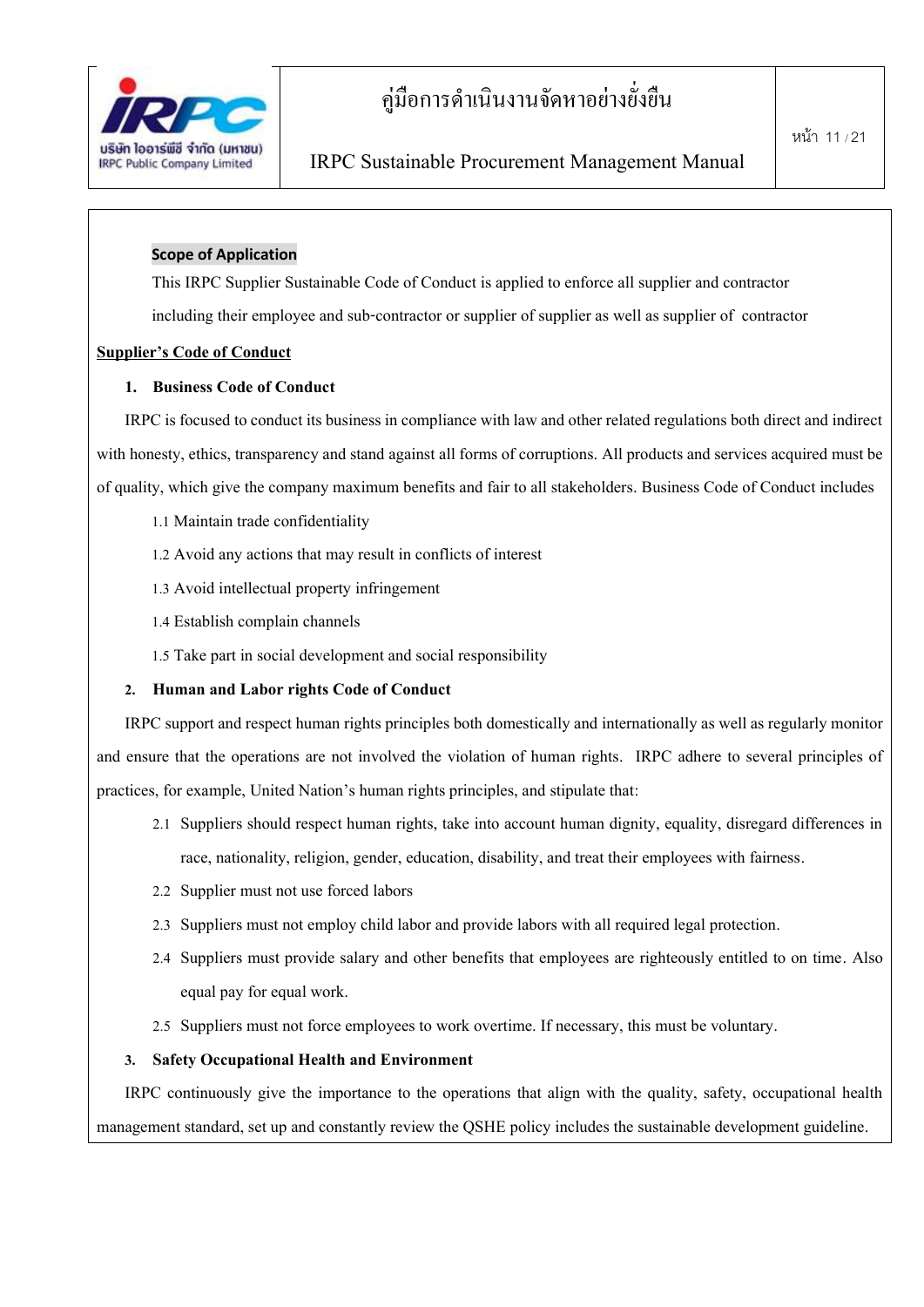**Scope of Application**

This IRPC Supplier Sustainable Code of Conduct is applied to enforce all supplier and contractor including their employee and sub-contractor or supplier of supplier as well as supplier of contractor

**Supplier's Code of Conduct**

**1. Business Code of Conduct**

IRPC is focused to conduct its business in compliance with law and other related regulations both direct and indirect with honesty, ethics, transparency and stand against all forms of corruptions. All products and services acquired must be of quality, which give the company maximum benefits and fair to all stakeholders. Business Code of Conduct includes

1.1 Maintain trade confidentiality

1.2 Avoid any actions that may result in conflicts of interest

1.3 Avoid intellectual property infringement

1.4 Establish complain channels

1.5 Take part in social development and social responsibility

**2. Human and Labor rights Code of Conduct**

IRPC support and respect human rights principles both domestically and internationally as well as regularly monitor and ensure that the operations are not involved the violation of human rights. IRPC adhere to several principles of practices, for example, United Nation's human rights principles, and stipulate that:

2.1 Suppliers should respect human rights, take into account human dignity, equality, disregard differences in race, nationality, religion, gender, education, disability, and treat their employees with fairness.

2.2 Supplier must not use forced labors

2.3 Suppliers must not employ child labor and provide labors with all required legal protection.

2.4 Suppliers must provide salary and other benefits that employees are righteously entitled to on time. Also equal pay for equal work.

2.5 Suppliers must not force employees to work overtime. If necessary, this must be voluntary.

**3. Safety Occupational Health and Environment**

IRPC continuously give the importance to the operations that align with the quality, safety, occupational health management standard, set up and constantly review the QSHE policy includes the sustainable development guideline.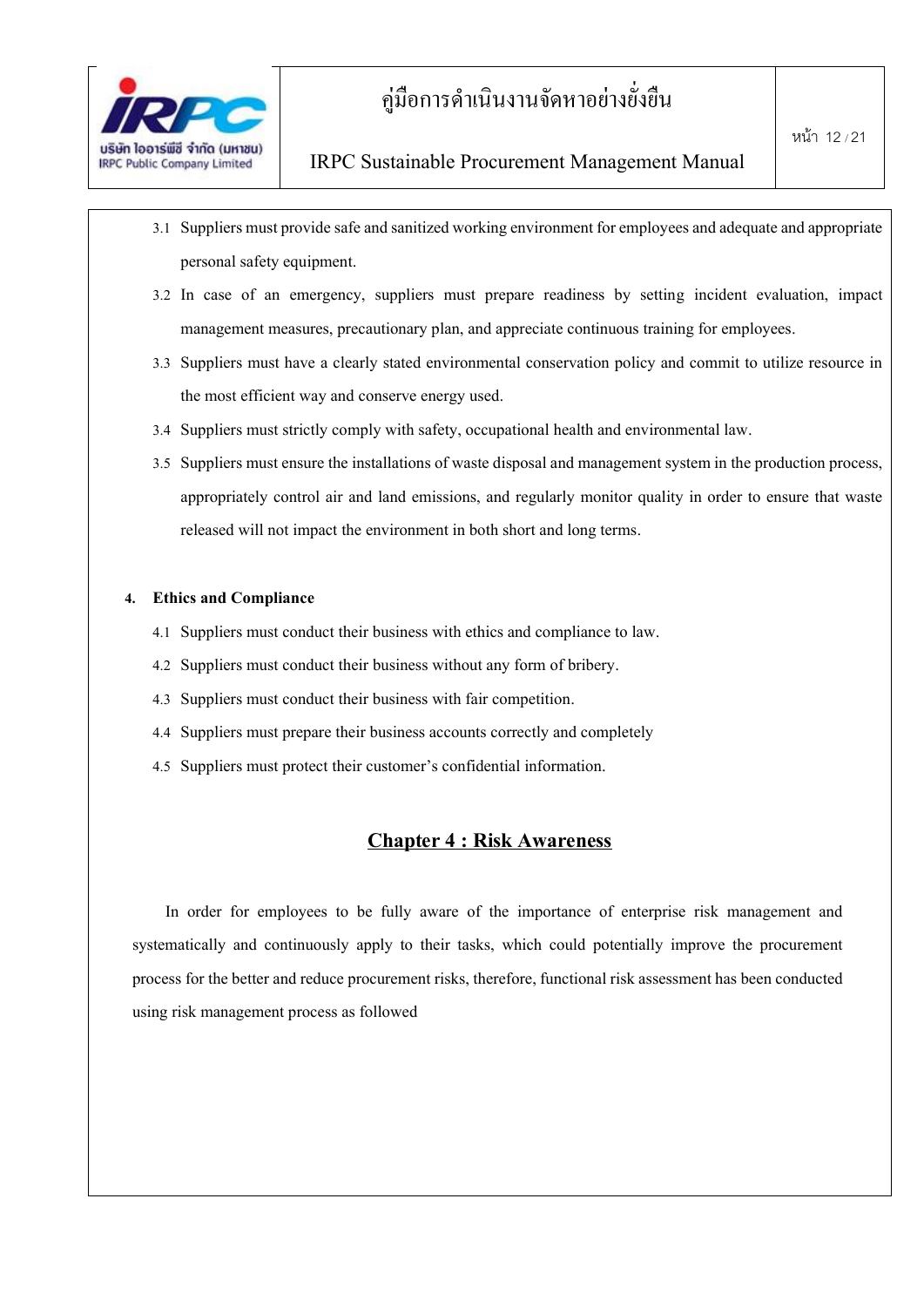3.1 Suppliers must provide safe and sanitized working environment for employees and adequate and appropriate personal safety equipment.

3.2 In case of an emergency, suppliers must prepare readiness by setting incident evaluation, impact management measures, precautionary plan, and appreciate continuous training for employees.

3.3 Suppliers must have a clearly stated environmental conservation policy and commit to utilize resource in the most efficient way and conserve energy used.

3.4 Suppliers must strictly comply with safety, occupational health and environmental law.

3.5 Suppliers must ensure the installations of waste disposal and management system in the production process, appropriately control air and land emissions, and regularly monitor quality in order to ensure that waste released will not impact the environment in both short and long terms.

**4. Ethics and Compliance**

4.1 Suppliers must conduct their business with ethics and compliance to law.

4.2 Suppliers must conduct their business without any form of bribery.

4.3 Suppliers must conduct their business with fair competition.

4.4 Suppliers must prepare their business accounts correctly and completely

4.5 Suppliers must protect their customer's confidential information.

## Chapter 4 : Risk Awareness

In order for employees to be fully aware of the importance of enterprise risk management and systematically and continuously apply to their tasks, which could potentially improve the procurement process for the better and reduce procurement risks, therefore, functional risk assessment has been conducted using risk management process as followed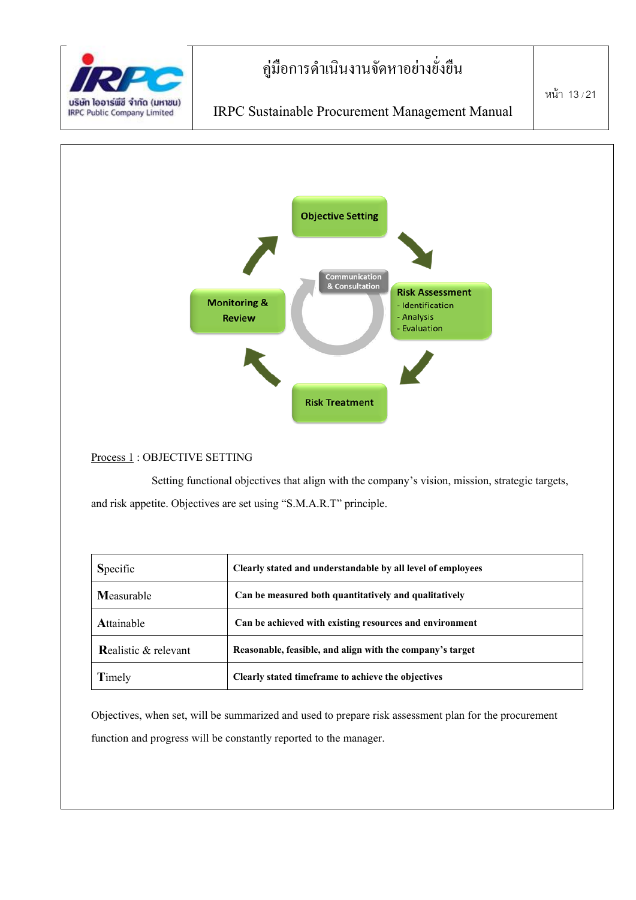Objective Setting

Risk Assessment
- Identification
- Analysis
- Evaluation

Risk Treatment

Monitoring & Review

Communication & Consultation

Process 1 : OBJECTIVE SETTING

Setting functional objectives that align with the company's vision, mission, strategic targets, and risk appetite. Objectives are set using "S.M.A.R.T" principle.

| | |
|---|---|
| **S**pecific | **Clearly stated and understandable by all level of employees** |
| **M**easurable | **Can be measured both quantitatively and qualitatively** |
| **A**ttainable | **Can be achieved with existing resources and environment** |
| **R**ealistic & relevant | **Reasonable, feasible, and align with the company's target** |
| **T**imely | **Clearly stated timeframe to achieve the objectives** |

Objectives, when set, will be summarized and used to prepare risk assessment plan for the procurement function and progress will be constantly reported to the manager.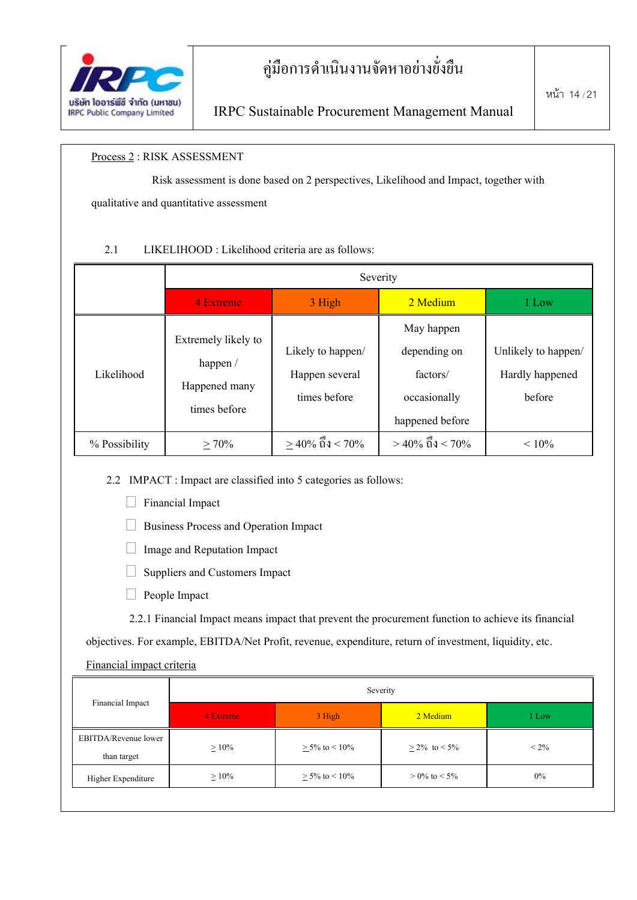Process 2 : RISK ASSESSMENT

Risk assessment is done based on 2 perspectives, Likelihood and Impact, together with qualitative and quantitative assessment

2.1 LIKELIHOOD : Likelihood criteria are as follows:

| | Severity | | | |
|---|---|---|---|---|
| | 4 Extreme | 3 High | 2 Medium | 1 Low |
| Likelihood | Extremely likely to happen / Happened many times before | Likely to happen/ Happen several times before | May happen depending on factors/ occasionally happened before | Unlikely to happen/ Hardly happened before |
| % Possibility | ≥ 70% | ≥ 40% ถึง < 70% | > 40% ถึง < 70% | < 10% |

2.2 IMPACT : Impact are classified into 5 categories as follows:

- Financial Impact
- Business Process and Operation Impact
- Image and Reputation Impact
- Suppliers and Customers Impact
- People Impact

2.2.1 Financial Impact means impact that prevent the procurement function to achieve its financial objectives. For example, EBITDA/Net Profit, revenue, expenditure, return of investment, liquidity, etc.

Financial impact criteria

| Financial Impact | Severity | | | |
|---|---|---|---|---|
| | 4 Extreme | 3 High | 2 Medium | 1 Low |
| EBITDA/Revenue lower than target | ≥ 10% | ≥ 5% to < 10% | ≥ 2% to < 5% | < 2% |
| Higher Expenditure | ≥ 10% | ≥ 5% to < 10% | > 0% to < 5% | 0% |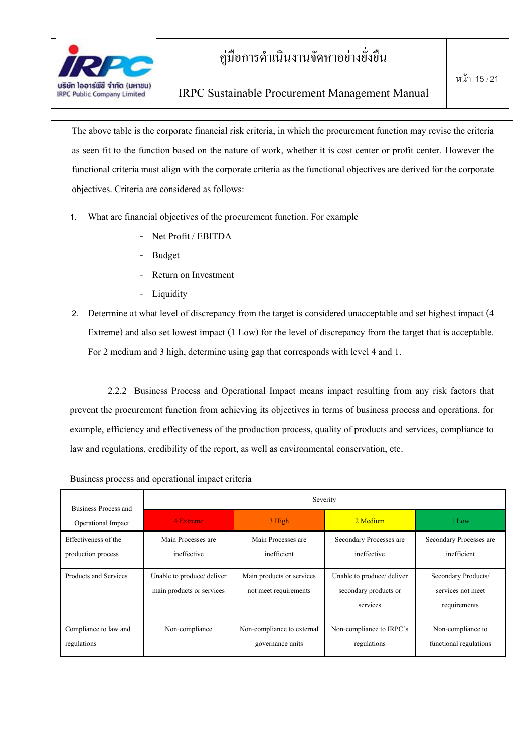The above table is the corporate financial risk criteria, in which the procurement function may revise the criteria as seen fit to the function based on the nature of work, whether it is cost center or profit center. However the functional criteria must align with the corporate criteria as the functional objectives are derived for the corporate objectives. Criteria are considered as follows:

1. What are financial objectives of the procurement function. For example
   - Net Profit / EBITDA
   - Budget
   - Return on Investment
   - Liquidity
2. Determine at what level of discrepancy from the target is considered unacceptable and set highest impact (4 Extreme) and also set lowest impact (1 Low) for the level of discrepancy from the target that is acceptable. For 2 medium and 3 high, determine using gap that corresponds with level 4 and 1.

2.2.2 Business Process and Operational Impact means impact resulting from any risk factors that prevent the procurement function from achieving its objectives in terms of business process and operations, for example, efficiency and effectiveness of the production process, quality of products and services, compliance to law and regulations, credibility of the report, as well as environmental conservation, etc.

Business process and operational impact criteria

| Business Process and Operational Impact | Severity | | | |
|---|---|---|---|---|
| | 4 Extreme | 3 High | 2 Medium | 1 Low |
| Effectiveness of the production process | Main Processes are ineffective | Main Processes are inefficient | Secondary Processes are ineffective | Secondary Processes are inefficient |
| Products and Services | Unable to produce/ deliver main products or services | Main products or services not meet requirements | Unable to produce/ deliver secondary products or services | Secondary Products/ services not meet requirements |
| Compliance to law and regulations | Non-compliance | Non-compliance to external governance units | Non-compliance to IRPC's regulations | Non-compliance to functional regulations |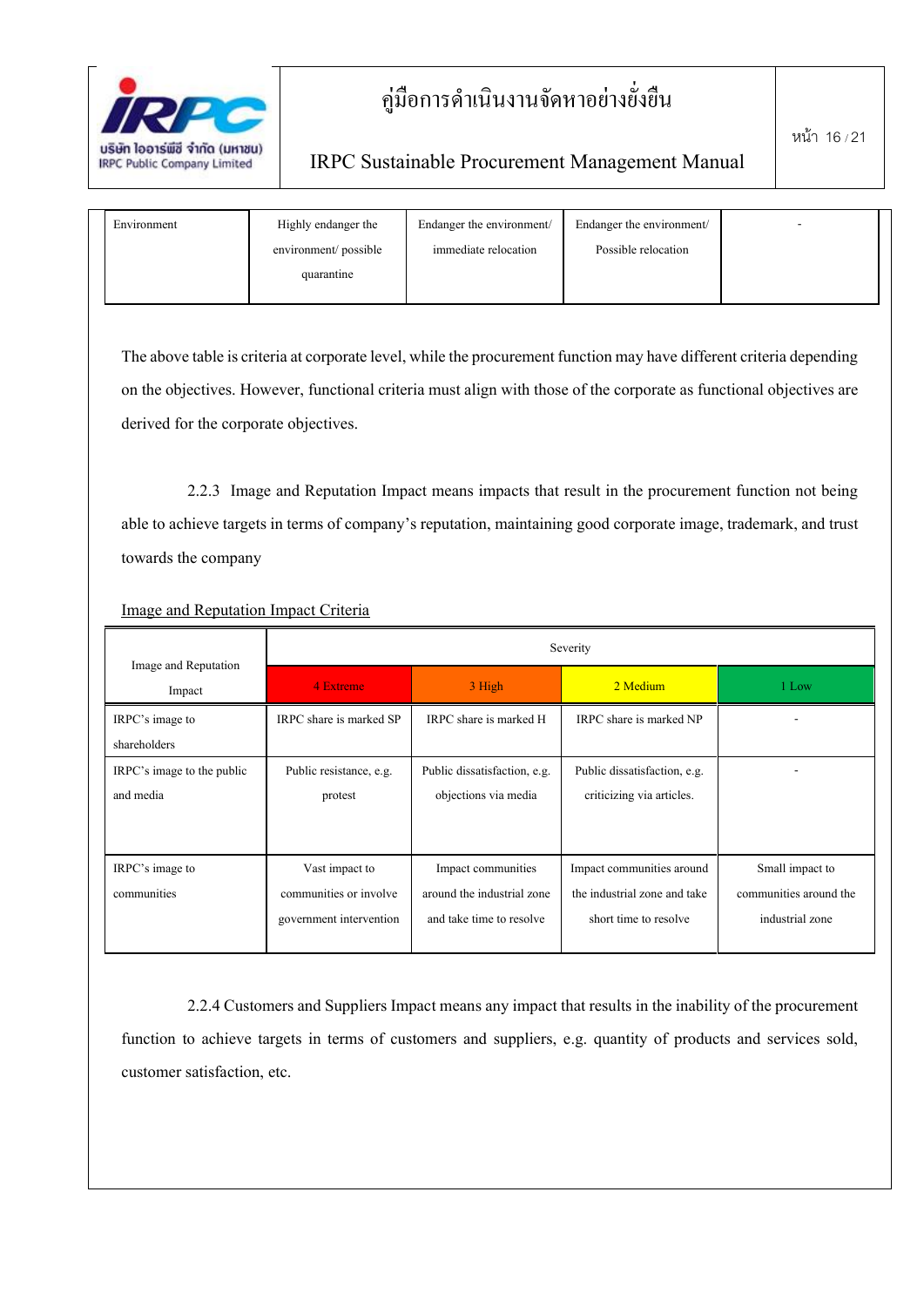| Environment | Highly endanger the environment/ possible quarantine | Endanger the environment/ immediate relocation | Endanger the environment/ Possible relocation | - |
|---|---|---|---|---|

The above table is criteria at corporate level, while the procurement function may have different criteria depending on the objectives. However, functional criteria must align with those of the corporate as functional objectives are derived for the corporate objectives.

2.2.3 Image and Reputation Impact means impacts that result in the procurement function not being able to achieve targets in terms of company's reputation, maintaining good corporate image, trademark, and trust towards the company

Image and Reputation Impact Criteria

| Image and Reputation Impact | Severity | | | |
|---|---|---|---|---|
| | 4 Extreme | 3 High | 2 Medium | 1 Low |
| IRPC's image to shareholders | IRPC share is marked SP | IRPC share is marked H | IRPC share is marked NP | - |
| IRPC's image to the public and media | Public resistance, e.g. protest | Public dissatisfaction, e.g. objections via media | Public dissatisfaction, e.g. criticizing via articles. | - |
| IRPC's image to communities | Vast impact to communities or involve government intervention | Impact communities around the industrial zone and take time to resolve | Impact communities around the industrial zone and take short time to resolve | Small impact to communities around the industrial zone |

2.2.4 Customers and Suppliers Impact means any impact that results in the inability of the procurement function to achieve targets in terms of customers and suppliers, e.g. quantity of products and services sold, customer satisfaction, etc.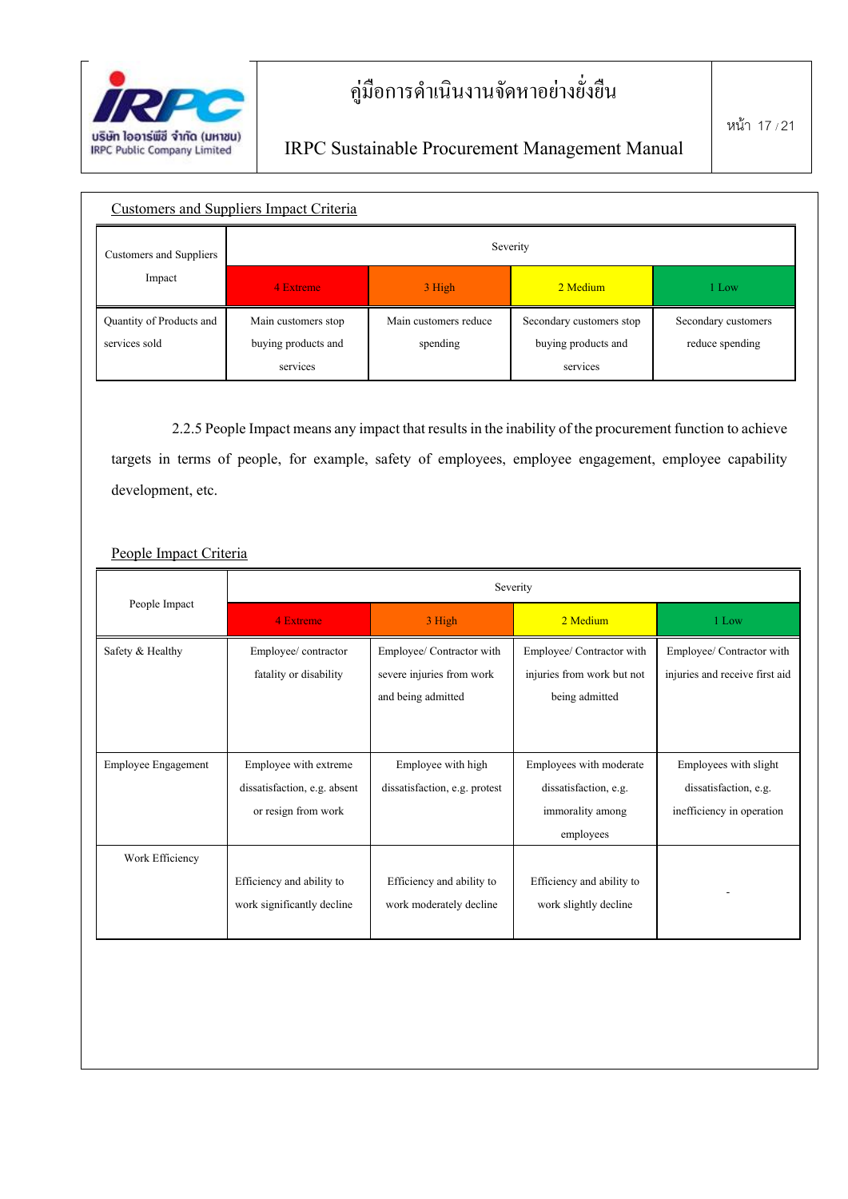Customers and Suppliers Impact Criteria

| Customers and Suppliers Impact | Severity | | | |
|---|---|---|---|---|
| | 4 Extreme | 3 High | 2 Medium | 1 Low |
| Quantity of Products and services sold | Main customers stop buying products and services | Main customers reduce spending | Secondary customers stop buying products and services | Secondary customers reduce spending |

2.2.5 People Impact means any impact that results in the inability of the procurement function to achieve targets in terms of people, for example, safety of employees, employee engagement, employee capability development, etc.

People Impact Criteria

| People Impact | Severity | | | |
|---|---|---|---|---|
| | 4 Extreme | 3 High | 2 Medium | 1 Low |
| Safety & Healthy | Employee/ contractor fatality or disability | Employee/ Contractor with severe injuries from work and being admitted | Employee/ Contractor with injuries from work but not being admitted | Employee/ Contractor with injuries and receive first aid |
| Employee Engagement | Employee with extreme dissatisfaction, e.g. absent or resign from work | Employee with high dissatisfaction, e.g. protest | Employees with moderate dissatisfaction, e.g. immorality among employees | Employees with slight dissatisfaction, e.g. inefficiency in operation |
| Work Efficiency | Efficiency and ability to work significantly decline | Efficiency and ability to work moderately decline | Efficiency and ability to work slightly decline | - |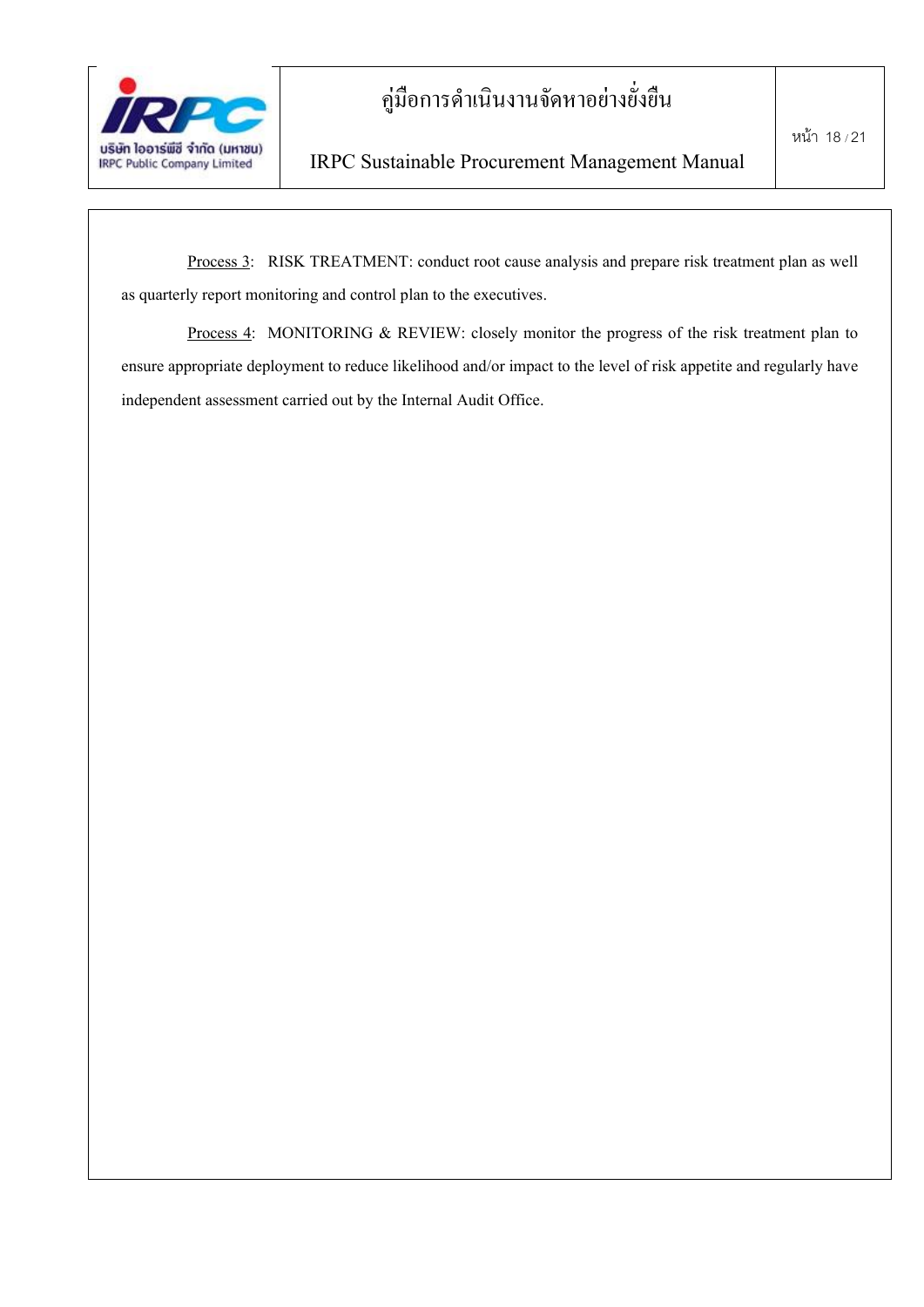<u>Process 3</u>: RISK TREATMENT: conduct root cause analysis and prepare risk treatment plan as well as quarterly report monitoring and control plan to the executives.

<u>Process 4</u>: MONITORING & REVIEW: closely monitor the progress of the risk treatment plan to ensure appropriate deployment to reduce likelihood and/or impact to the level of risk appetite and regularly have independent assessment carried out by the Internal Audit Office.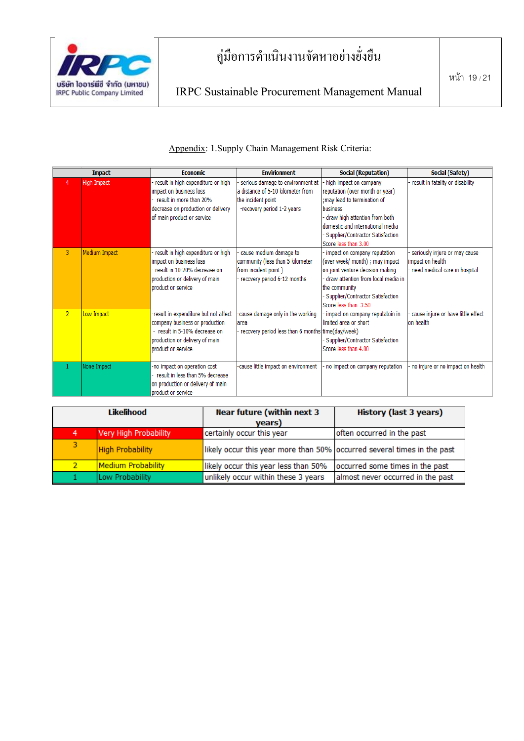Appendix: 1.Supply Chain Management Risk Criteria:

| Impact | | Economic | Envirionment | Social (Reputation) | Social (Safety) |
|---|---|---|---|---|---|
| 4 | High Impact | - result in high expenditure or high impact on business loss<br>- result in more than 20% decrease on production or delivery of main product or service | - serious damage to environment at a distance of 5-10 kilometer from the incident point<br>-recovery period 1-2 years | - high impact on company reputation (over month or year) ;may lead to termination of business<br>- draw high attention from both domestic and international media<br>- Supplier/Contractor Satisfaction Score less than 3.00 | - result in fatality or disability |
| 3 | Medium Impact | - result in high expenditure or high impact on business loss<br>- result in 10-20% decrease on production or delivery of main product or service | - cause medium damage to community (less than 5 kilometer from incident point )<br>- recovery period 6-12 months | - impact on company reputation (over week/ month) ; may impact on joint venture decision making<br>- draw attention from local media in the community<br>- Supplier/Contractor Satisfaction Score less than 3.50 | - seriously injure or may cause impact on health<br>- need medical care in hospital |
| 2 | Low Impact | -result in expenditure but not affect company business or production<br>- result in 5-10% decrease on production or delivery of main product or service | -cause damage only in the working area<br>- recovery period less than 6 months | - impact on company reputatoin in limited area or short time(day/week)<br>- Supplier/Contractor Satisfaction Score less than 4.00 | - cause injure or have little effect on health |
| 1 | None Impact | -no impact on operation cost<br>- result in less than 5% decrease on production or delivery of main product or service | -cause little impact on environment | - no impact on company reputation | - no injure or no impact on health |

| Likelihood | | Near future (within next 3 years) | History (last 3 years) |
|---|---|---|---|
| 4 | Very High Probability | certainly occur this year | often occurred in the past |
| 3 | High Probability | likely occur this year more than 50% | occurred several times in the past |
| 2 | Medium Probability | likely occur this year less than 50% | occurred some times in the past |
| 1 | Low Probability | unlikely occur within these 3 years | almost never occurred in the past |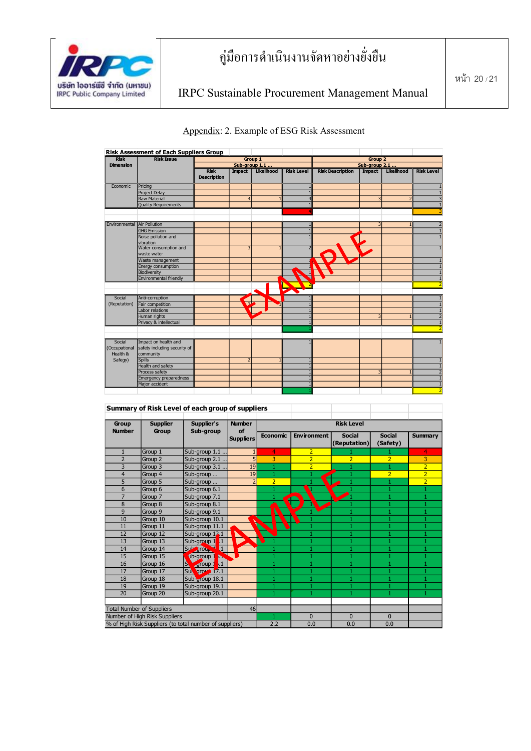## Appendix: 2. Example of ESG Risk Assessment

**Risk Assessment of Each Suppliers Group**

| Risk Dimension | Risk Issue | Group 1 Sub-group 1.1 ... | | | | Group 2 Sub-group 2.1 ... | | | |
|---|---|---|---|---|---|---|---|---|---|
| | | Risk Description | Impact | Likelihood | Risk Level | Risk Description | Impact | Likelihood | Risk Level |
| Economic | Pricing | | | | 1 | | | | 1 |
| | Project Delay | | | | 1 | | | | 1 |
| | Raw Material | | 4 | 1 | 4 | | 3 | 2 | 3 |
| | Quality Requirements | | | | 1 | | | | 1 |
| | | | | | 4 | | | | 3 |
| Environmental | Air Pollution | | | | 1 | | 3 | 1 | 2 |
| | GHG Emission | | | | 1 | | | | 1 |
| | Noise pollution and vibration | | | | 1 | | | | 1 |
| | Water consumption and waste water | | 3 | 1 | 2 | | | | 1 |
| | Waste management | | | | 1 | | | | 1 |
| | Energy consumption | | | | 1 | | | | 1 |
| | Biodiversity | | | | 1 | | | | 1 |
| | Environmental friendly | | | | 1 | | | | 1 |
| | | | | | 2 | | | | 2 |
| Social (Reputation) | Anti-corruption | | | | 1 | | | | 1 |
| | Fair competition | | 2 | 1 | 1 | | | | 1 |
| | Labor relations | | | | 1 | | | | 1 |
| | Human rights | | | | 1 | | 3 | 1 | 2 |
| | Privacy & intellectual | | | | 1 | | | | 1 |
| | | | | | 1 | | | | 2 |
| Social (Occupational Health & Safegy) | Impact on health and safety including security of community | | | | 1 | | | | 1 |
| | Spills | | 2 | 1 | 1 | | | | 1 |
| | Health and safety | | | | 1 | | | | 1 |
| | Process safety | | | | 1 | | 3 | 1 | 2 |
| | Emergency preparedness | | | | 1 | | | | 1 |
| | Major accident | | | | 1 | | | | 1 |
| | | | | | 1 | | | | 2 |

EXAMPLE

**Summary of Risk Level of each group of suppliers**

| Group Number | Supplier Group | Supplier's Sub-group | Number of Suppliers | Risk Level | | | | |
|---|---|---|---|---|---|---|---|---|
| | | | | Economic | Environment | Social (Reputation) | Social (Safety) | Summary |
| 1 | Group 1 | Sub-group 1.1 ... | 1 | 4 | 2 | 1 | 1 | 4 |
| 2 | Group 2 | Sub-group 2.1 ... | 5 | 3 | 2 | 2 | 2 | 3 |
| 3 | Group 3 | Sub-group 3.1 ... | 19 | 1 | 2 | 1 | 1 | 2 |
| 4 | Group 4 | Sub-group ... | 19 | 1 | 1 | 1 | 2 | 2 |
| 5 | Group 5 | Sub-group ... | 2 | 2 | 1 | 1 | 1 | 2 |
| 6 | Group 6 | Sub-group 6.1 | | 1 | 1 | 1 | 1 | 1 |
| 7 | Group 7 | Sub-group 7.1 | | 1 | 1 | 1 | 1 | 1 |
| 8 | Group 8 | Sub-group 8.1 | | 1 | 1 | 1 | 1 | 1 |
| 9 | Group 9 | Sub-group 9.1 | | 1 | 1 | 1 | 1 | 1 |
| 10 | Group 10 | Sub-group 10.1 | | 1 | 1 | 1 | 1 | 1 |
| 11 | Group 11 | Sub-group 11.1 | | 1 | 1 | 1 | 1 | 1 |
| 12 | Group 12 | Sub-group 12.1 | | 1 | 1 | 1 | 1 | 1 |
| 13 | Group 13 | Sub-group 13.1 | | 1 | 1 | 1 | 1 | 1 |
| 14 | Group 14 | Sub-group 14.1 | | 1 | 1 | 1 | 1 | 1 |
| 15 | Group 15 | Sub-group 15.1 | | 1 | 1 | 1 | 1 | 1 |
| 16 | Group 16 | Sub-group 16.1 | | 1 | 1 | 1 | 1 | 1 |
| 17 | Group 17 | Sub-group 17.1 | | 1 | 1 | 1 | 1 | 1 |
| 18 | Group 18 | Sub-group 18.1 | | 1 | 1 | 1 | 1 | 1 |
| 19 | Group 19 | Sub-group 19.1 | | 1 | 1 | 1 | 1 | 1 |
| 20 | Group 20 | Sub-group 20.1 | | 1 | 1 | 1 | 1 | 1 |
| Total Number of Suppliers | | | 46 | | | | | |
| Number of High Risk Suppliers | | | | 1 | 0 | 0 | 0 | |
| % of High Risk Suppliers (to total number of suppliers) | | | | 2.2 | 0.0 | 0.0 | 0.0 | |

EXAMPLE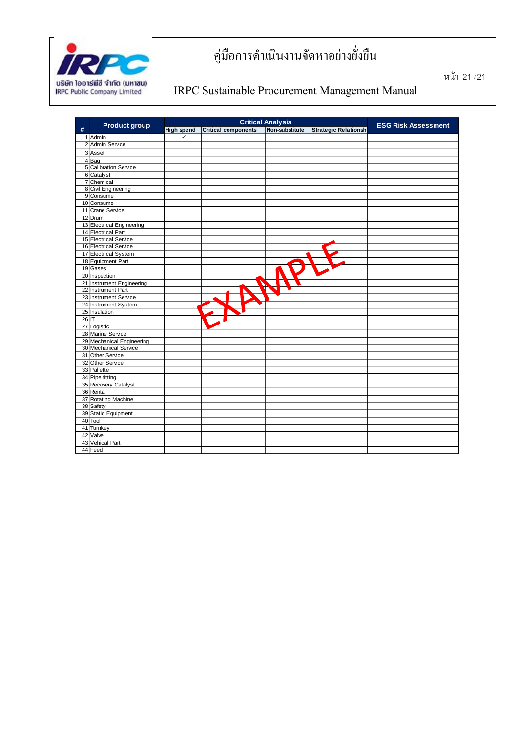| # | Product group | Critical Analysis | | | | ESG Risk Assessment |
|---|---|---|---|---|---|---|
| | | High spend | Critical components | Non-substitute | Strategic Relationsh | |
| 1 | Admin | ✓ | | | | |
| 2 | Admin Service | | | | | |
| 3 | Asset | | | | | |
| 4 | Bag | | | | | |
| 5 | Calibration Service | | | | | |
| 6 | Catalyst | | | | | |
| 7 | Chemical | | | | | |
| 8 | Civil Engineering | | | | | |
| 9 | Consume | | | | | |
| 10 | Consume | | | | | |
| 11 | Crane Service | | | | | |
| 12 | Drum | | | | | |
| 13 | Electrical Engineering | | | | | |
| 14 | Electrical Part | | | | | |
| 15 | Electrical Service | | | | | |
| 16 | Electrical Service | | | | | |
| 17 | Electrical System | | | | | |
| 18 | Equipment Part | | | | | |
| 19 | Gases | | | | | |
| 20 | Inspection | | | | | |
| 21 | Instrument Engineering | | | | | |
| 22 | Instrument Part | | | | | |
| 23 | Instrument Service | | | | | |
| 24 | Instrument System | | | | | |
| 25 | Insulation | | | | | |
| 26 | IT | | | | | |
| 27 | Logistic | | | | | |
| 28 | Marine Service | | | | | |
| 29 | Mechanical Engineering | | | | | |
| 30 | Mechanical Service | | | | | |
| 31 | Other Service | | | | | |
| 32 | Other Service | | | | | |
| 33 | Pallette | | | | | |
| 34 | Pipe fitting | | | | | |
| 35 | Recovery Catalyst | | | | | |
| 36 | Rental | | | | | |
| 37 | Rotating Machine | | | | | |
| 38 | Safety | | | | | |
| 39 | Static Equipment | | | | | |
| 40 | Tool | | | | | |
| 41 | Turnkey | | | | | |
| 42 | Valve | | | | | |
| 43 | Vehical Part | | | | | |
| 44 | Feed | | | | | |

EXAMPLE